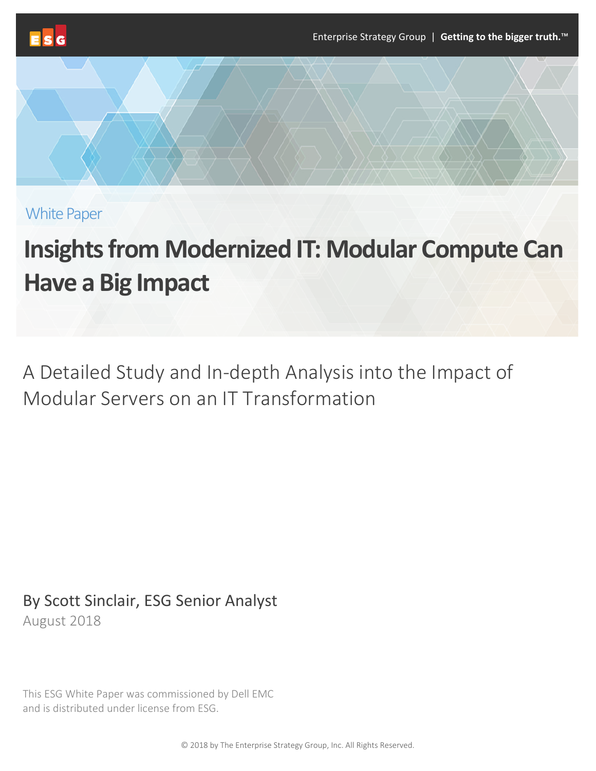White Paper

# Insights from Modernized IT: Modular Compute Can Have a Big Impact

## A Detailed Study and In-depth Analysis into the Impact of Modular Servers on an IT Transformation

By Scott Sinclair, ESG Senior Analyst

August 2018

This ESG White Paper was commissioned by Dell EMC and is distributed under license from ESG.

© 2018 by The Enterprise Strategy Group, Inc. All Rights Reserved.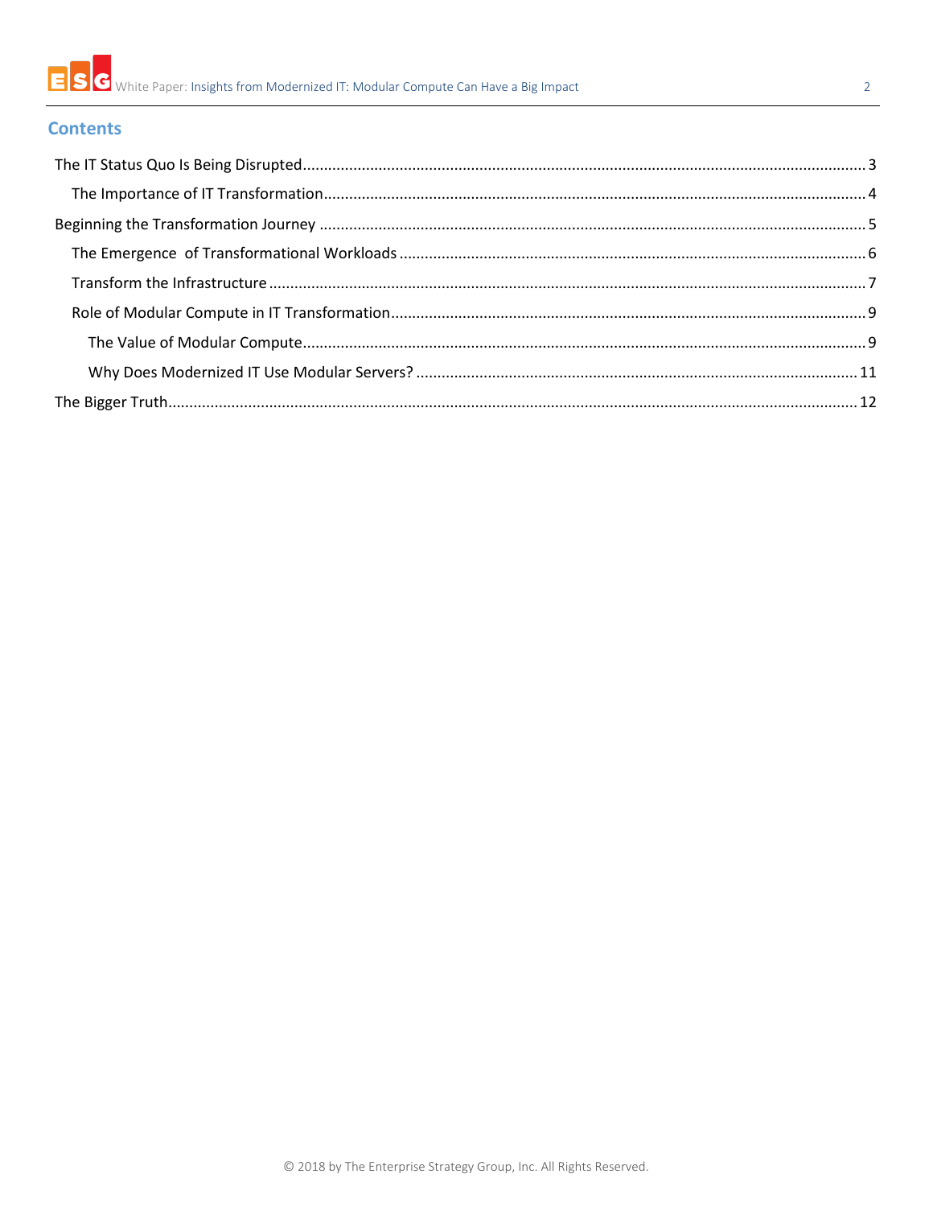## Contents

The IT Status Quo Is Being Disrupted ........ 3

- The Importance of IT Transformation ........ 4

Beginning the Transformation Journey ........ 5

- The Emergence of Transformational Workloads ........ 6
- Transform the Infrastructure ........ 7
- Role of Modular Compute in IT Transformation ........ 9
  - The Value of Modular Compute ........ 9
  - Why Does Modernized IT Use Modular Servers? ........ 11

The Bigger Truth ........ 12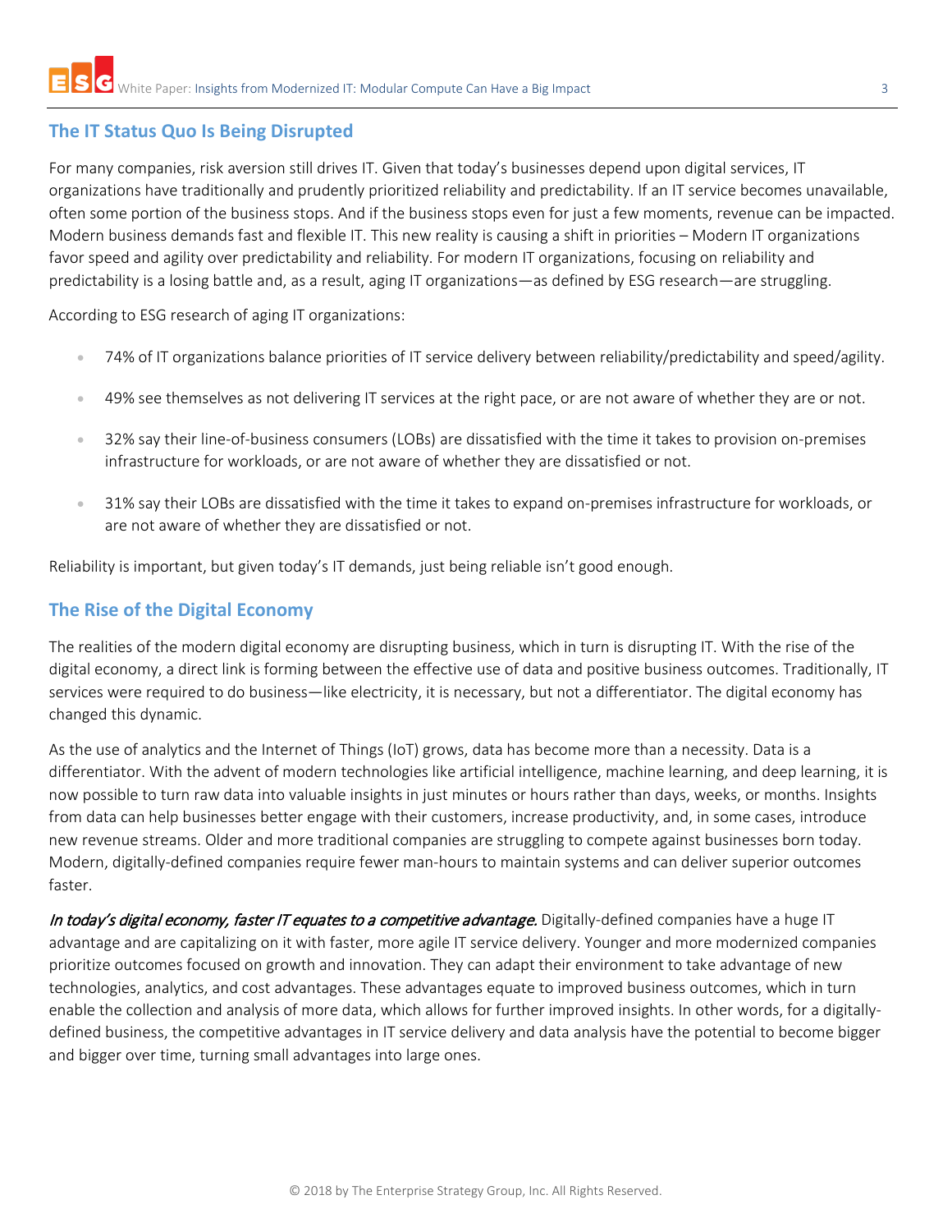## The IT Status Quo Is Being Disrupted

For many companies, risk aversion still drives IT. Given that today's businesses depend upon digital services, IT organizations have traditionally and prudently prioritized reliability and predictability. If an IT service becomes unavailable, often some portion of the business stops. And if the business stops even for just a few moments, revenue can be impacted. Modern business demands fast and flexible IT. This new reality is causing a shift in priorities – Modern IT organizations favor speed and agility over predictability and reliability. For modern IT organizations, focusing on reliability and predictability is a losing battle and, as a result, aging IT organizations—as defined by ESG research—are struggling.

According to ESG research of aging IT organizations:

- 74% of IT organizations balance priorities of IT service delivery between reliability/predictability and speed/agility.
- 49% see themselves as not delivering IT services at the right pace, or are not aware of whether they are or not.
- 32% say their line-of-business consumers (LOBs) are dissatisfied with the time it takes to provision on-premises infrastructure for workloads, or are not aware of whether they are dissatisfied or not.
- 31% say their LOBs are dissatisfied with the time it takes to expand on-premises infrastructure for workloads, or are not aware of whether they are dissatisfied or not.

Reliability is important, but given today's IT demands, just being reliable isn't good enough.

## The Rise of the Digital Economy

The realities of the modern digital economy are disrupting business, which in turn is disrupting IT. With the rise of the digital economy, a direct link is forming between the effective use of data and positive business outcomes. Traditionally, IT services were required to do business—like electricity, it is necessary, but not a differentiator. The digital economy has changed this dynamic.

As the use of analytics and the Internet of Things (IoT) grows, data has become more than a necessity. Data is a differentiator. With the advent of modern technologies like artificial intelligence, machine learning, and deep learning, it is now possible to turn raw data into valuable insights in just minutes or hours rather than days, weeks, or months. Insights from data can help businesses better engage with their customers, increase productivity, and, in some cases, introduce new revenue streams. Older and more traditional companies are struggling to compete against businesses born today. Modern, digitally-defined companies require fewer man-hours to maintain systems and can deliver superior outcomes faster.

***In today's digital economy, faster IT equates to a competitive advantage.*** Digitally-defined companies have a huge IT advantage and are capitalizing on it with faster, more agile IT service delivery. Younger and more modernized companies prioritize outcomes focused on growth and innovation. They can adapt their environment to take advantage of new technologies, analytics, and cost advantages. These advantages equate to improved business outcomes, which in turn enable the collection and analysis of more data, which allows for further improved insights. In other words, for a digitally-defined business, the competitive advantages in IT service delivery and data analysis have the potential to become bigger and bigger over time, turning small advantages into large ones.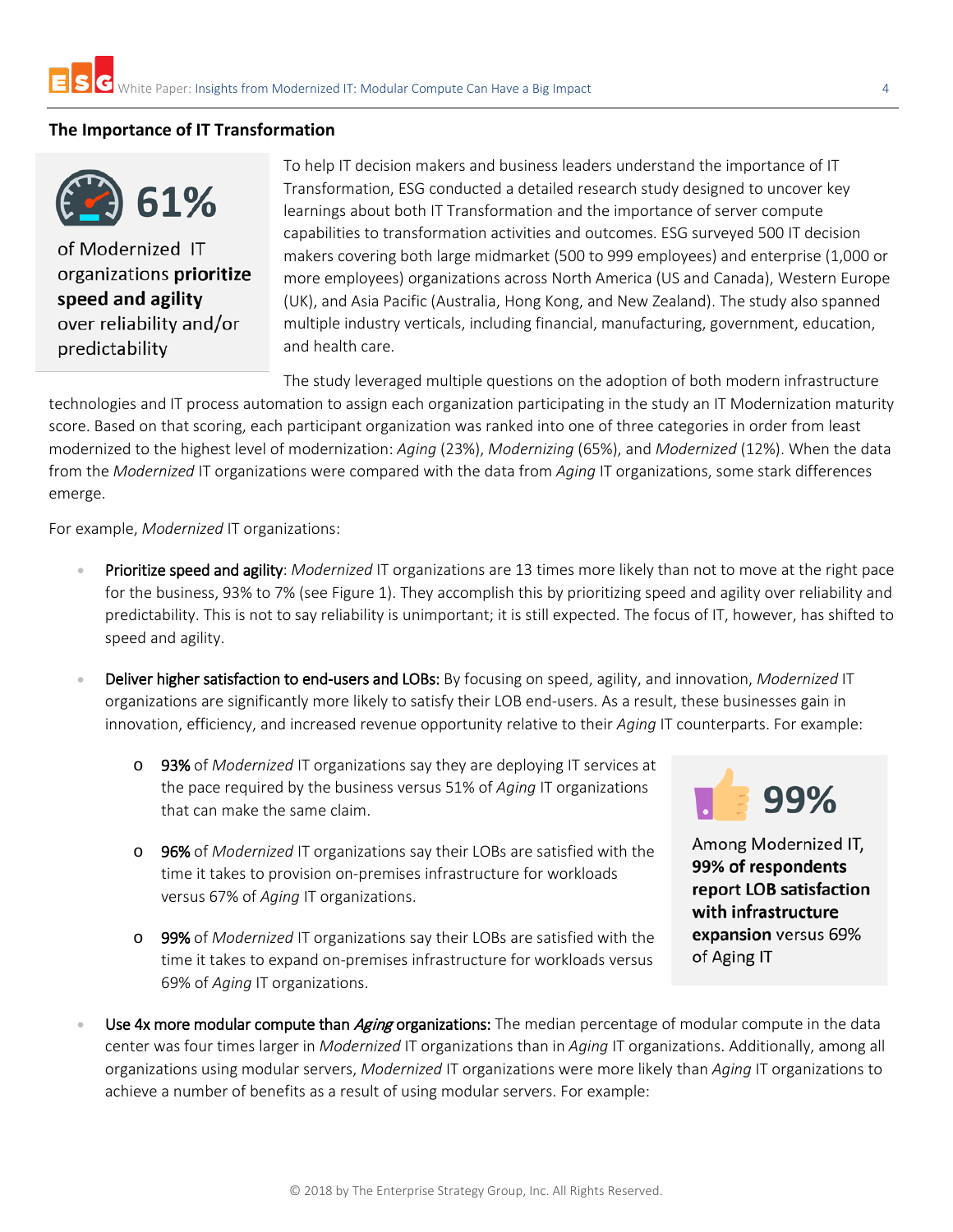## The Importance of IT Transformation

**61%** of Modernized IT organizations **prioritize speed and agility** over reliability and/or predictability

To help IT decision makers and business leaders understand the importance of IT Transformation, ESG conducted a detailed research study designed to uncover key learnings about both IT Transformation and the importance of server compute capabilities to transformation activities and outcomes. ESG surveyed 500 IT decision makers covering both large midmarket (500 to 999 employees) and enterprise (1,000 or more employees) organizations across North America (US and Canada), Western Europe (UK), and Asia Pacific (Australia, Hong Kong, and New Zealand). The study also spanned multiple industry verticals, including financial, manufacturing, government, education, and health care.

The study leveraged multiple questions on the adoption of both modern infrastructure technologies and IT process automation to assign each organization participating in the study an IT Modernization maturity score. Based on that scoring, each participant organization was ranked into one of three categories in order from least modernized to the highest level of modernization: *Aging* (23%), *Modernizing* (65%), and *Modernized* (12%). When the data from the *Modernized* IT organizations were compared with the data from *Aging* IT organizations, some stark differences emerge.

For example, *Modernized* IT organizations:

- Prioritize speed and agility: *Modernized* IT organizations are 13 times more likely than not to move at the right pace for the business, 93% to 7% (see Figure 1). They accomplish this by prioritizing speed and agility over reliability and predictability. This is not to say reliability is unimportant; it is still expected. The focus of IT, however, has shifted to speed and agility.
- Deliver higher satisfaction to end-users and LOBs: By focusing on speed, agility, and innovation, *Modernized* IT organizations are significantly more likely to satisfy their LOB end-users. As a result, these businesses gain in innovation, efficiency, and increased revenue opportunity relative to their *Aging* IT counterparts. For example:
  - 93% of *Modernized* IT organizations say they are deploying IT services at the pace required by the business versus 51% of *Aging* IT organizations that can make the same claim.
  - 96% of *Modernized* IT organizations say their LOBs are satisfied with the time it takes to provision on-premises infrastructure for workloads versus 67% of *Aging* IT organizations.
  - 99% of *Modernized* IT organizations say their LOBs are satisfied with the time it takes to expand on-premises infrastructure for workloads versus 69% of *Aging* IT organizations.

**99%** Among Modernized IT, **99% of respondents report LOB satisfaction with infrastructure expansion** versus 69% of Aging IT

- Use 4x more modular compute than *Aging* organizations: The median percentage of modular compute in the data center was four times larger in *Modernized* IT organizations than in *Aging* IT organizations. Additionally, among all organizations using modular servers, *Modernized* IT organizations were more likely than *Aging* IT organizations to achieve a number of benefits as a result of using modular servers. For example: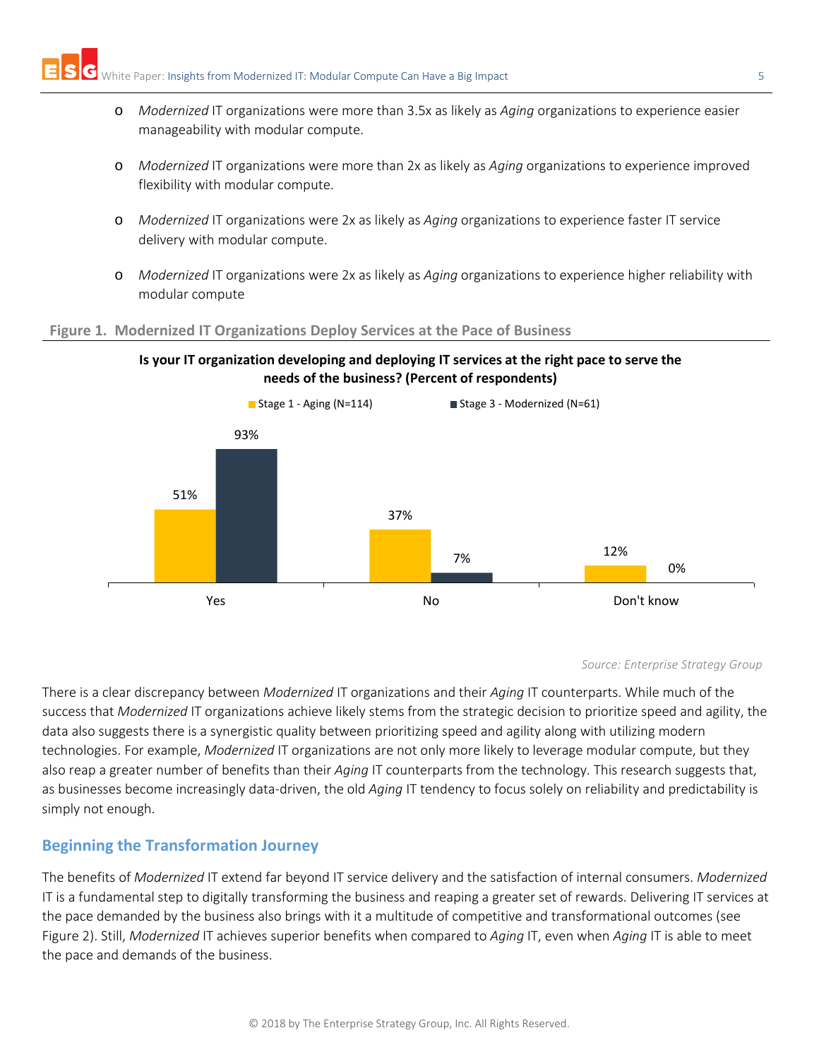- *Modernized* IT organizations were more than 3.5x as likely as *Aging* organizations to experience easier manageability with modular compute.
- *Modernized* IT organizations were more than 2x as likely as *Aging* organizations to experience improved flexibility with modular compute.
- *Modernized* IT organizations were 2x as likely as *Aging* organizations to experience faster IT service delivery with modular compute.
- *Modernized* IT organizations were 2x as likely as *Aging* organizations to experience higher reliability with modular compute

**Figure 1. Modernized IT Organizations Deploy Services at the Pace of Business**

**Is your IT organization developing and deploying IT services at the right pace to serve the needs of the business? (Percent of respondents)**

| | Stage 1 - Aging (N=114) | Stage 3 - Modernized (N=61) |
|---|---|---|
| Yes | 51% | 93% |
| No | 37% | 7% |
| Don't know | 12% | 0% |

*Source: Enterprise Strategy Group*

There is a clear discrepancy between *Modernized* IT organizations and their *Aging* IT counterparts. While much of the success that *Modernized* IT organizations achieve likely stems from the strategic decision to prioritize speed and agility, the data also suggests there is a synergistic quality between prioritizing speed and agility along with utilizing modern technologies. For example, *Modernized* IT organizations are not only more likely to leverage modular compute, but they also reap a greater number of benefits than their *Aging* IT counterparts from the technology. This research suggests that, as businesses become increasingly data-driven, the old *Aging* IT tendency to focus solely on reliability and predictability is simply not enough.

## Beginning the Transformation Journey

The benefits of *Modernized* IT extend far beyond IT service delivery and the satisfaction of internal consumers. *Modernized* IT is a fundamental step to digitally transforming the business and reaping a greater set of rewards. Delivering IT services at the pace demanded by the business also brings with it a multitude of competitive and transformational outcomes (see Figure 2). Still, *Modernized* IT achieves superior benefits when compared to *Aging* IT, even when *Aging* IT is able to meet the pace and demands of the business.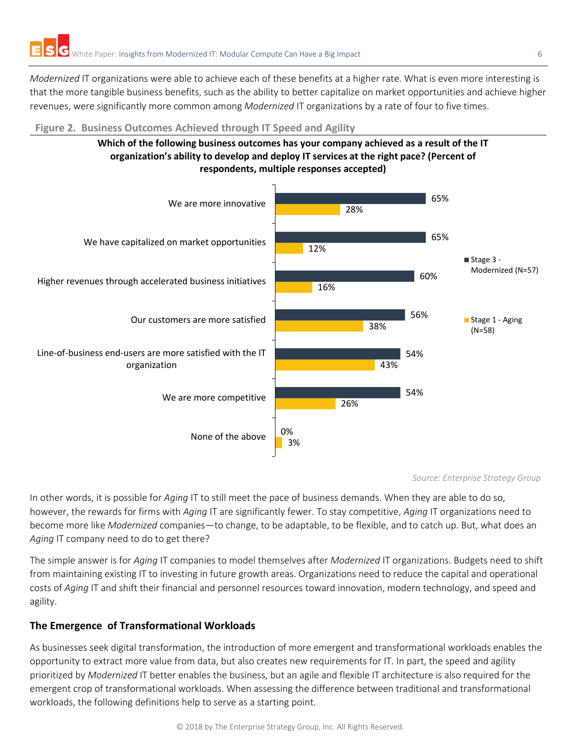*Modernized* IT organizations were able to achieve each of these benefits at a higher rate. What is even more interesting is that the more tangible business benefits, such as the ability to better capitalize on market opportunities and achieve higher revenues, were significantly more common among *Modernized* IT organizations by a rate of four to five times.

**Figure 2. Business Outcomes Achieved through IT Speed and Agility**

**Which of the following business outcomes has your company achieved as a result of the IT organization's ability to develop and deploy IT services at the right pace? (Percent of respondents, multiple responses accepted)**

| Business outcome | Stage 3 - Modernized (N=57) | Stage 1 - Aging (N=58) |
| --- | --- | --- |
| We are more innovative | 65% | 28% |
| We have capitalized on market opportunities | 65% | 12% |
| Higher revenues through accelerated business initiatives | 60% | 16% |
| Our customers are more satisfied | 56% | 38% |
| Line-of-business end-users are more satisfied with the IT organization | 54% | 43% |
| We are more competitive | 54% | 26% |
| None of the above | 0% | 3% |

*Source: Enterprise Strategy Group*

In other words, it is possible for *Aging* IT to still meet the pace of business demands. When they are able to do so, however, the rewards for firms with *Aging* IT are significantly fewer. To stay competitive, *Aging* IT organizations need to become more like *Modernized* companies—to change, to be adaptable, to be flexible, and to catch up. But, what does an *Aging* IT company need to do to get there?

The simple answer is for *Aging* IT companies to model themselves after *Modernized* IT organizations. Budgets need to shift from maintaining existing IT to investing in future growth areas. Organizations need to reduce the capital and operational costs of *Aging* IT and shift their financial and personnel resources toward innovation, modern technology, and speed and agility.

## The Emergence of Transformational Workloads

As businesses seek digital transformation, the introduction of more emergent and transformational workloads enables the opportunity to extract more value from data, but also creates new requirements for IT. In part, the speed and agility prioritized by *Modernized* IT better enables the business, but an agile and flexible IT architecture is also required for the emergent crop of transformational workloads. When assessing the difference between traditional and transformational workloads, the following definitions help to serve as a starting point.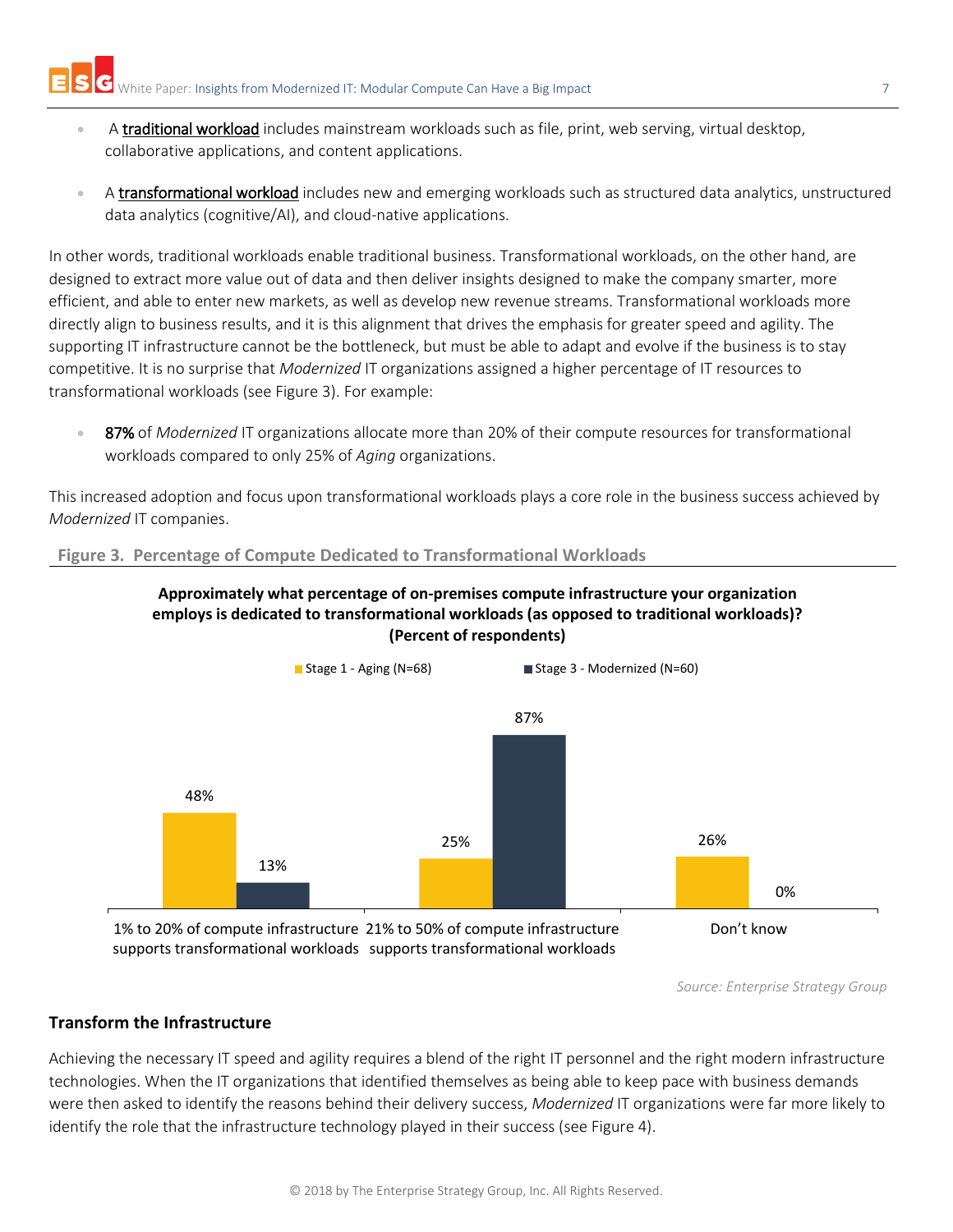- A traditional workload includes mainstream workloads such as file, print, web serving, virtual desktop, collaborative applications, and content applications.

- A transformational workload includes new and emerging workloads such as structured data analytics, unstructured data analytics (cognitive/AI), and cloud-native applications.

In other words, traditional workloads enable traditional business. Transformational workloads, on the other hand, are designed to extract more value out of data and then deliver insights designed to make the company smarter, more efficient, and able to enter new markets, as well as develop new revenue streams. Transformational workloads more directly align to business results, and it is this alignment that drives the emphasis for greater speed and agility. The supporting IT infrastructure cannot be the bottleneck, but must be able to adapt and evolve if the business is to stay competitive. It is no surprise that *Modernized* IT organizations assigned a higher percentage of IT resources to transformational workloads (see Figure 3). For example:

- **87%** of *Modernized* IT organizations allocate more than 20% of their compute resources for transformational workloads compared to only 25% of *Aging* organizations.

This increased adoption and focus upon transformational workloads plays a core role in the business success achieved by *Modernized* IT companies.

**Figure 3. Percentage of Compute Dedicated to Transformational Workloads**

**Approximately what percentage of on-premises compute infrastructure your organization employs is dedicated to transformational workloads (as opposed to traditional workloads)? (Percent of respondents)**

| | Stage 1 - Aging (N=68) | Stage 3 - Modernized (N=60) |
|---|---|---|
| 1% to 20% of compute infrastructure supports transformational workloads | 48% | 13% |
| 21% to 50% of compute infrastructure supports transformational workloads | 25% | 87% |
| Don't know | 26% | 0% |

*Source: Enterprise Strategy Group*

## Transform the Infrastructure

Achieving the necessary IT speed and agility requires a blend of the right IT personnel and the right modern infrastructure technologies. When the IT organizations that identified themselves as being able to keep pace with business demands were then asked to identify the reasons behind their delivery success, *Modernized* IT organizations were far more likely to identify the role that the infrastructure technology played in their success (see Figure 4).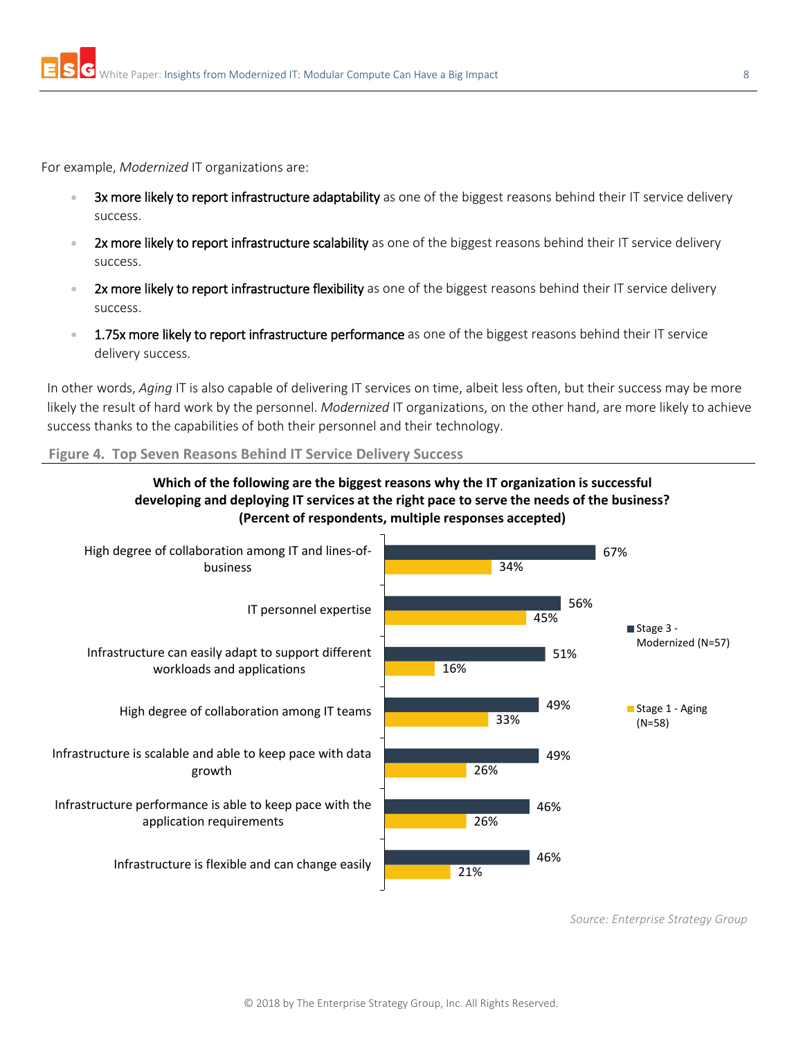For example, *Modernized* IT organizations are:

- **3x more likely to report infrastructure adaptability** as one of the biggest reasons behind their IT service delivery success.
- **2x more likely to report infrastructure scalability** as one of the biggest reasons behind their IT service delivery success.
- **2x more likely to report infrastructure flexibility** as one of the biggest reasons behind their IT service delivery success.
- **1.75x more likely to report infrastructure performance** as one of the biggest reasons behind their IT service delivery success.

In other words, *Aging* IT is also capable of delivering IT services on time, albeit less often, but their success may be more likely the result of hard work by the personnel. *Modernized* IT organizations, on the other hand, are more likely to achieve success thanks to the capabilities of both their personnel and their technology.

**Figure 4. Top Seven Reasons Behind IT Service Delivery Success**

**Which of the following are the biggest reasons why the IT organization is successful developing and deploying IT services at the right pace to serve the needs of the business? (Percent of respondents, multiple responses accepted)**

| Reason | Stage 3 - Modernized (N=57) | Stage 1 - Aging (N=58) |
|---|---|---|
| High degree of collaboration among IT and lines-of-business | 67% | 34% |
| IT personnel expertise | 56% | 45% |
| Infrastructure can easily adapt to support different workloads and applications | 51% | 16% |
| High degree of collaboration among IT teams | 49% | 33% |
| Infrastructure is scalable and able to keep pace with data growth | 49% | 26% |
| Infrastructure performance is able to keep pace with the application requirements | 46% | 26% |
| Infrastructure is flexible and can change easily | 46% | 21% |

*Source: Enterprise Strategy Group*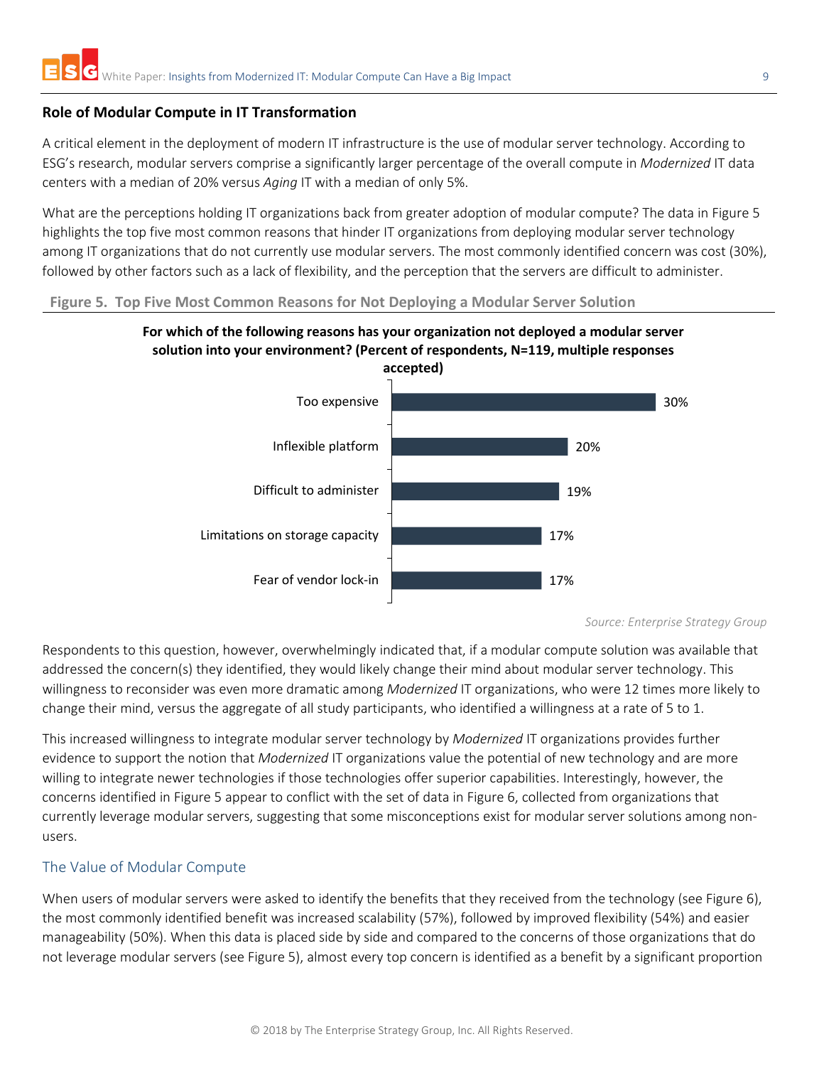## Role of Modular Compute in IT Transformation

A critical element in the deployment of modern IT infrastructure is the use of modular server technology. According to ESG's research, modular servers comprise a significantly larger percentage of the overall compute in *Modernized* IT data centers with a median of 20% versus *Aging* IT with a median of only 5%.

What are the perceptions holding IT organizations back from greater adoption of modular compute? The data in Figure 5 highlights the top five most common reasons that hinder IT organizations from deploying modular server technology among IT organizations that do not currently use modular servers. The most commonly identified concern was cost (30%), followed by other factors such as a lack of flexibility, and the perception that the servers are difficult to administer.

**Figure 5. Top Five Most Common Reasons for Not Deploying a Modular Server Solution**

**For which of the following reasons has your organization not deployed a modular server solution into your environment? (Percent of respondents, N=119, multiple responses accepted)**

| Reason | Percent of respondents |
|---|---|
| Too expensive | 30% |
| Inflexible platform | 20% |
| Difficult to administer | 19% |
| Limitations on storage capacity | 17% |
| Fear of vendor lock-in | 17% |

*Source: Enterprise Strategy Group*

Respondents to this question, however, overwhelmingly indicated that, if a modular compute solution was available that addressed the concern(s) they identified, they would likely change their mind about modular server technology. This willingness to reconsider was even more dramatic among *Modernized* IT organizations, who were 12 times more likely to change their mind, versus the aggregate of all study participants, who identified a willingness at a rate of 5 to 1.

This increased willingness to integrate modular server technology by *Modernized* IT organizations provides further evidence to support the notion that *Modernized* IT organizations value the potential of new technology and are more willing to integrate newer technologies if those technologies offer superior capabilities. Interestingly, however, the concerns identified in Figure 5 appear to conflict with the set of data in Figure 6, collected from organizations that currently leverage modular servers, suggesting that some misconceptions exist for modular server solutions among non-users.

### The Value of Modular Compute

When users of modular servers were asked to identify the benefits that they received from the technology (see Figure 6), the most commonly identified benefit was increased scalability (57%), followed by improved flexibility (54%) and easier manageability (50%). When this data is placed side by side and compared to the concerns of those organizations that do not leverage modular servers (see Figure 5), almost every top concern is identified as a benefit by a significant proportion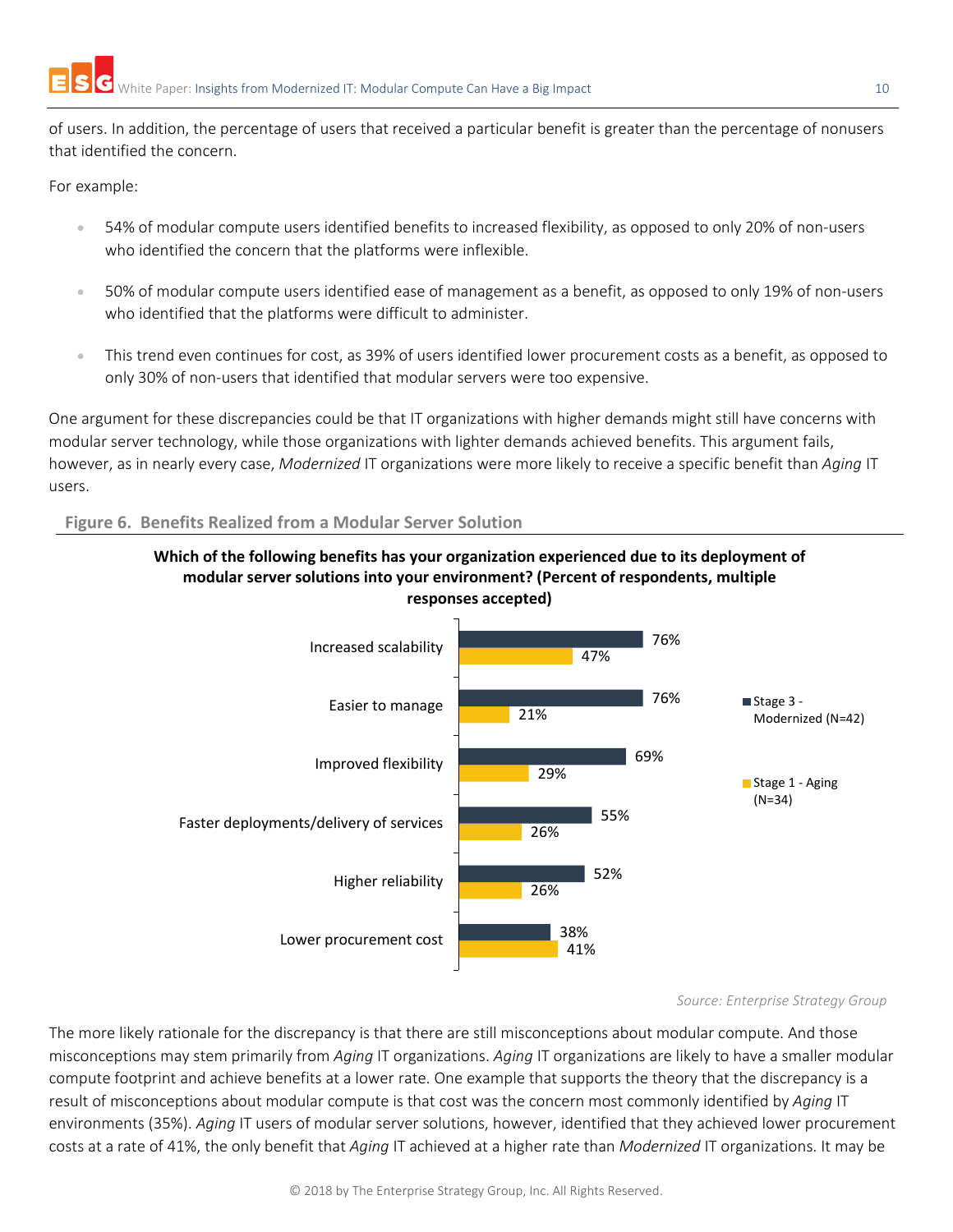of users. In addition, the percentage of users that received a particular benefit is greater than the percentage of nonusers that identified the concern.

For example:

- 54% of modular compute users identified benefits to increased flexibility, as opposed to only 20% of non-users who identified the concern that the platforms were inflexible.
- 50% of modular compute users identified ease of management as a benefit, as opposed to only 19% of non-users who identified that the platforms were difficult to administer.
- This trend even continues for cost, as 39% of users identified lower procurement costs as a benefit, as opposed to only 30% of non-users that identified that modular servers were too expensive.

One argument for these discrepancies could be that IT organizations with higher demands might still have concerns with modular server technology, while those organizations with lighter demands achieved benefits. This argument fails, however, as in nearly every case, *Modernized* IT organizations were more likely to receive a specific benefit than *Aging* IT users.

**Figure 6. Benefits Realized from a Modular Server Solution**

**Which of the following benefits has your organization experienced due to its deployment of modular server solutions into your environment? (Percent of respondents, multiple responses accepted)**

| Benefit | Stage 3 - Modernized (N=42) | Stage 1 - Aging (N=34) |
|---|---|---|
| Increased scalability | 76% | 47% |
| Easier to manage | 76% | 21% |
| Improved flexibility | 69% | 29% |
| Faster deployments/delivery of services | 55% | 26% |
| Higher reliability | 52% | 26% |
| Lower procurement cost | 38% | 41% |

*Source: Enterprise Strategy Group*

The more likely rationale for the discrepancy is that there are still misconceptions about modular compute. And those misconceptions may stem primarily from *Aging* IT organizations. *Aging* IT organizations are likely to have a smaller modular compute footprint and achieve benefits at a lower rate. One example that supports the theory that the discrepancy is a result of misconceptions about modular compute is that cost was the concern most commonly identified by *Aging* IT environments (35%). *Aging* IT users of modular server solutions, however, identified that they achieved lower procurement costs at a rate of 41%, the only benefit that *Aging* IT achieved at a higher rate than *Modernized* IT organizations. It may be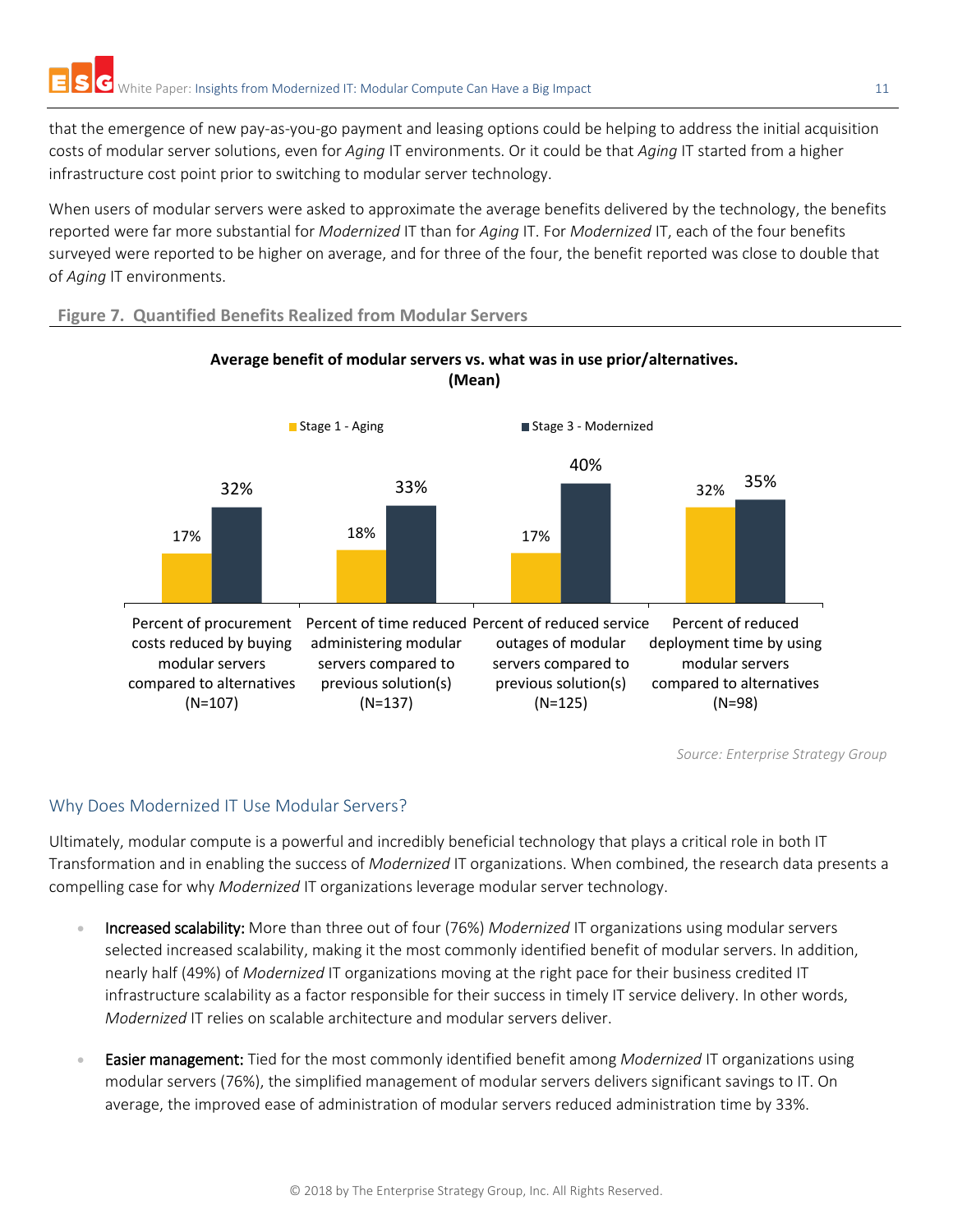that the emergence of new pay-as-you-go payment and leasing options could be helping to address the initial acquisition costs of modular server solutions, even for *Aging* IT environments. Or it could be that *Aging* IT started from a higher infrastructure cost point prior to switching to modular server technology.

When users of modular servers were asked to approximate the average benefits delivered by the technology, the benefits reported were far more substantial for *Modernized* IT than for *Aging* IT. For *Modernized* IT, each of the four benefits surveyed were reported to be higher on average, and for three of the four, the benefit reported was close to double that of *Aging* IT environments.

**Figure 7. Quantified Benefits Realized from Modular Servers**

**Average benefit of modular servers vs. what was in use prior/alternatives. (Mean)**

| | Stage 1 - Aging | Stage 3 - Modernized |
|---|---|---|
| Percent of procurement costs reduced by buying modular servers compared to alternatives (N=107) | 17% | 32% |
| Percent of time reduced administering modular servers compared to previous solution(s) (N=137) | 18% | 33% |
| Percent of reduced service outages of modular servers compared to previous solution(s) (N=125) | 17% | 40% |
| Percent of reduced deployment time by using modular servers compared to alternatives (N=98) | 32% | 35% |

*Source: Enterprise Strategy Group*

## Why Does Modernized IT Use Modular Servers?

Ultimately, modular compute is a powerful and incredibly beneficial technology that plays a critical role in both IT Transformation and in enabling the success of *Modernized* IT organizations. When combined, the research data presents a compelling case for why *Modernized* IT organizations leverage modular server technology.

- **Increased scalability:** More than three out of four (76%) *Modernized* IT organizations using modular servers selected increased scalability, making it the most commonly identified benefit of modular servers. In addition, nearly half (49%) of *Modernized* IT organizations moving at the right pace for their business credited IT infrastructure scalability as a factor responsible for their success in timely IT service delivery. In other words, *Modernized* IT relies on scalable architecture and modular servers deliver.
- **Easier management:** Tied for the most commonly identified benefit among *Modernized* IT organizations using modular servers (76%), the simplified management of modular servers delivers significant savings to IT. On average, the improved ease of administration of modular servers reduced administration time by 33%.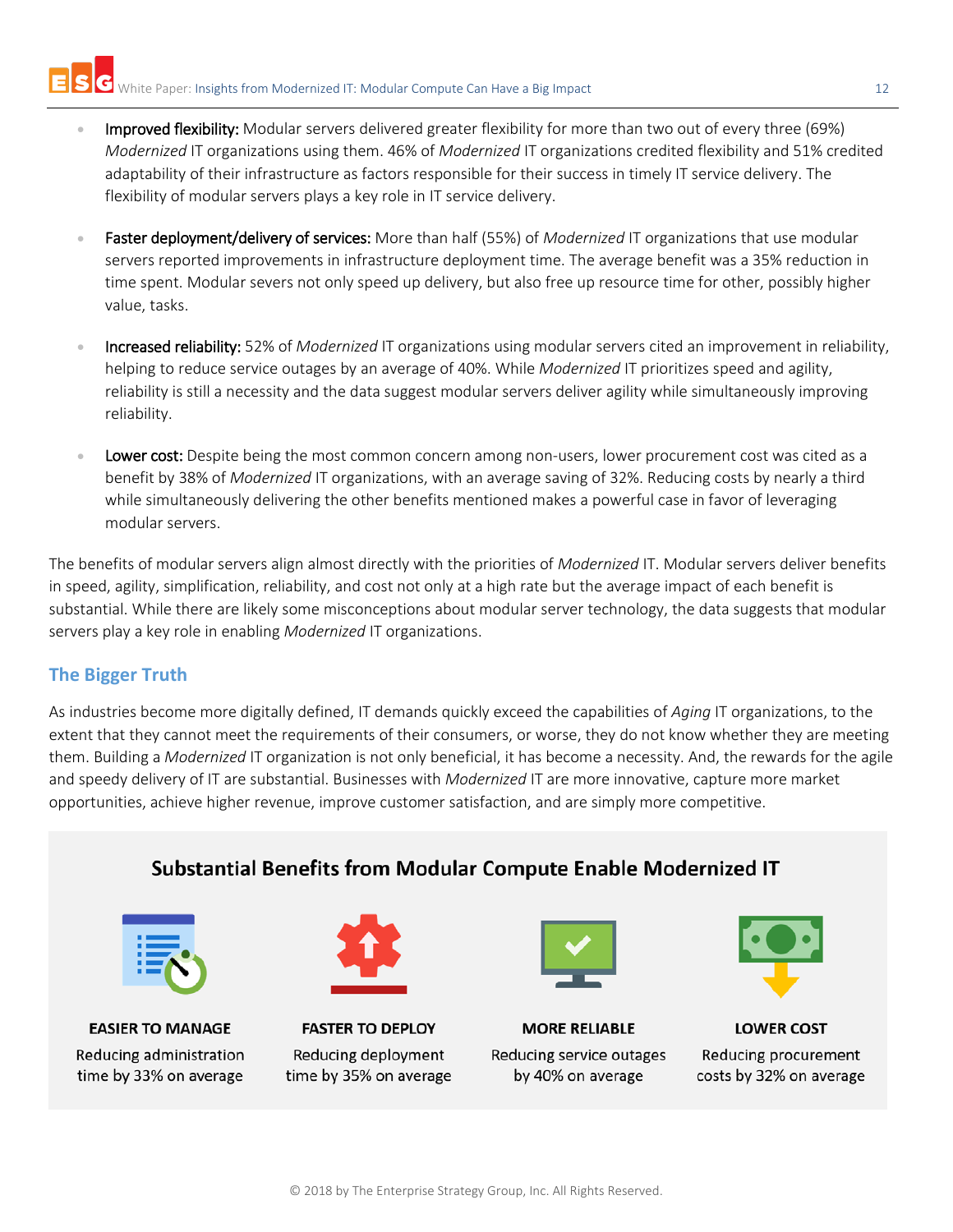- **Improved flexibility:** Modular servers delivered greater flexibility for more than two out of every three (69%) *Modernized* IT organizations using them. 46% of *Modernized* IT organizations credited flexibility and 51% credited adaptability of their infrastructure as factors responsible for their success in timely IT service delivery. The flexibility of modular servers plays a key role in IT service delivery.

- **Faster deployment/delivery of services:** More than half (55%) of *Modernized* IT organizations that use modular servers reported improvements in infrastructure deployment time. The average benefit was a 35% reduction in time spent. Modular severs not only speed up delivery, but also free up resource time for other, possibly higher value, tasks.

- **Increased reliability:** 52% of *Modernized* IT organizations using modular servers cited an improvement in reliability, helping to reduce service outages by an average of 40%. While *Modernized* IT prioritizes speed and agility, reliability is still a necessity and the data suggest modular servers deliver agility while simultaneously improving reliability.

- **Lower cost:** Despite being the most common concern among non-users, lower procurement cost was cited as a benefit by 38% of *Modernized* IT organizations, with an average saving of 32%. Reducing costs by nearly a third while simultaneously delivering the other benefits mentioned makes a powerful case in favor of leveraging modular servers.

The benefits of modular servers align almost directly with the priorities of *Modernized* IT. Modular servers deliver benefits in speed, agility, simplification, reliability, and cost not only at a high rate but the average impact of each benefit is substantial. While there are likely some misconceptions about modular server technology, the data suggests that modular servers play a key role in enabling *Modernized* IT organizations.

## The Bigger Truth

As industries become more digitally defined, IT demands quickly exceed the capabilities of *Aging* IT organizations, to the extent that they cannot meet the requirements of their consumers, or worse, they do not know whether they are meeting them. Building a *Modernized* IT organization is not only beneficial, it has become a necessity. And, the rewards for the agile and speedy delivery of IT are substantial. Businesses with *Modernized* IT are more innovative, capture more market opportunities, achieve higher revenue, improve customer satisfaction, and are simply more competitive.

### Substantial Benefits from Modular Compute Enable Modernized IT

**EASIER TO MANAGE**
Reducing administration time by 33% on average

**FASTER TO DEPLOY**
Reducing deployment time by 35% on average

**MORE RELIABLE**
Reducing service outages by 40% on average

**LOWER COST**
Reducing procurement costs by 32% on average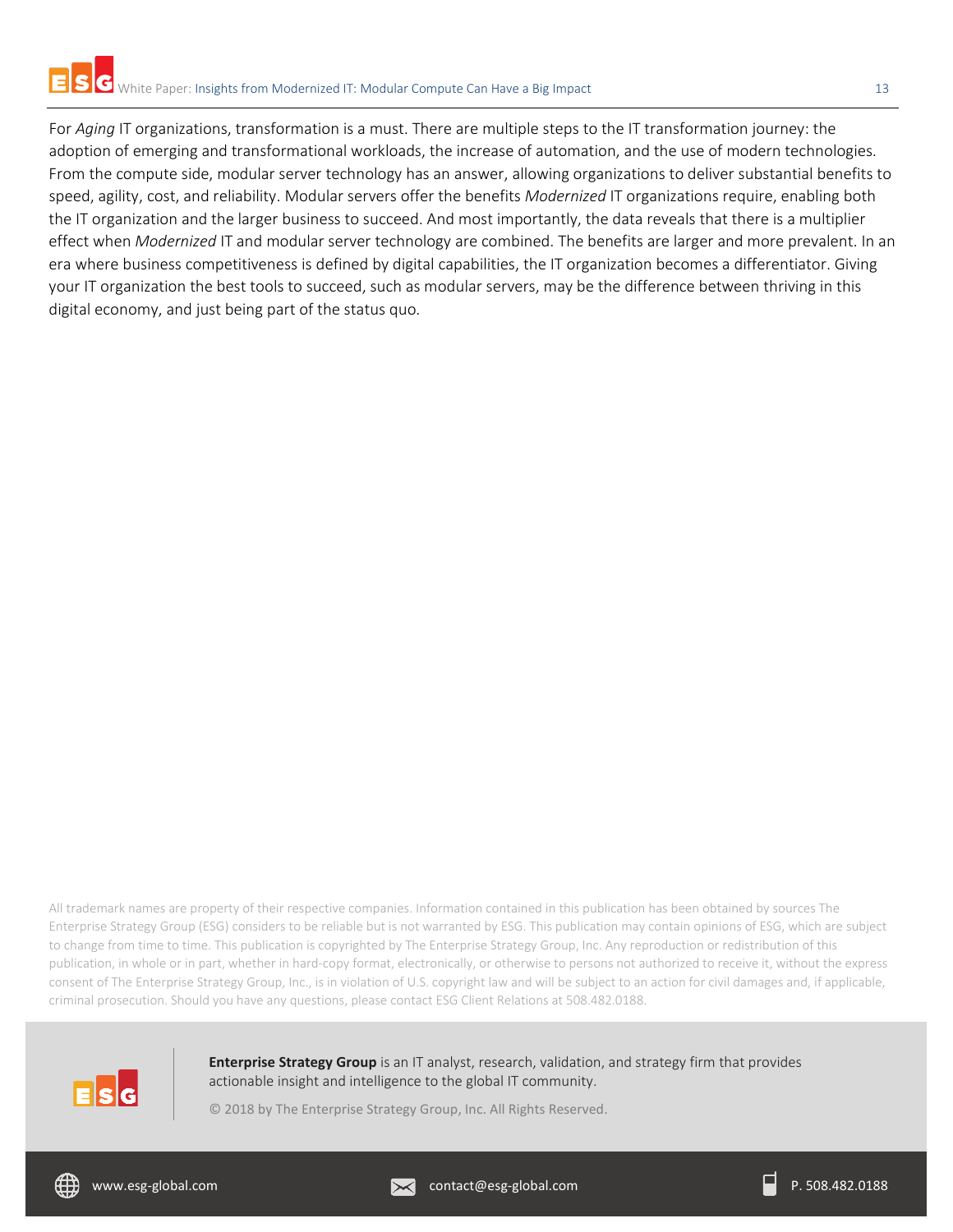For *Aging* IT organizations, transformation is a must. There are multiple steps to the IT transformation journey: the adoption of emerging and transformational workloads, the increase of automation, and the use of modern technologies. From the compute side, modular server technology has an answer, allowing organizations to deliver substantial benefits to speed, agility, cost, and reliability. Modular servers offer the benefits *Modernized* IT organizations require, enabling both the IT organization and the larger business to succeed. And most importantly, the data reveals that there is a multiplier effect when *Modernized* IT and modular server technology are combined. The benefits are larger and more prevalent. In an era where business competitiveness is defined by digital capabilities, the IT organization becomes a differentiator. Giving your IT organization the best tools to succeed, such as modular servers, may be the difference between thriving in this digital economy, and just being part of the status quo.

All trademark names are property of their respective companies. Information contained in this publication has been obtained by sources The Enterprise Strategy Group (ESG) considers to be reliable but is not warranted by ESG. This publication may contain opinions of ESG, which are subject to change from time to time. This publication is copyrighted by The Enterprise Strategy Group, Inc. Any reproduction or redistribution of this publication, in whole or in part, whether in hard-copy format, electronically, or otherwise to persons not authorized to receive it, without the express consent of The Enterprise Strategy Group, Inc., is in violation of U.S. copyright law and will be subject to an action for civil damages and, if applicable, criminal prosecution. Should you have any questions, please contact ESG Client Relations at 508.482.0188.

**Enterprise Strategy Group** is an IT analyst, research, validation, and strategy firm that provides actionable insight and intelligence to the global IT community.

© 2018 by The Enterprise Strategy Group, Inc. All Rights Reserved.

www.esg-global.com

contact@esg-global.com

P. 508.482.0188